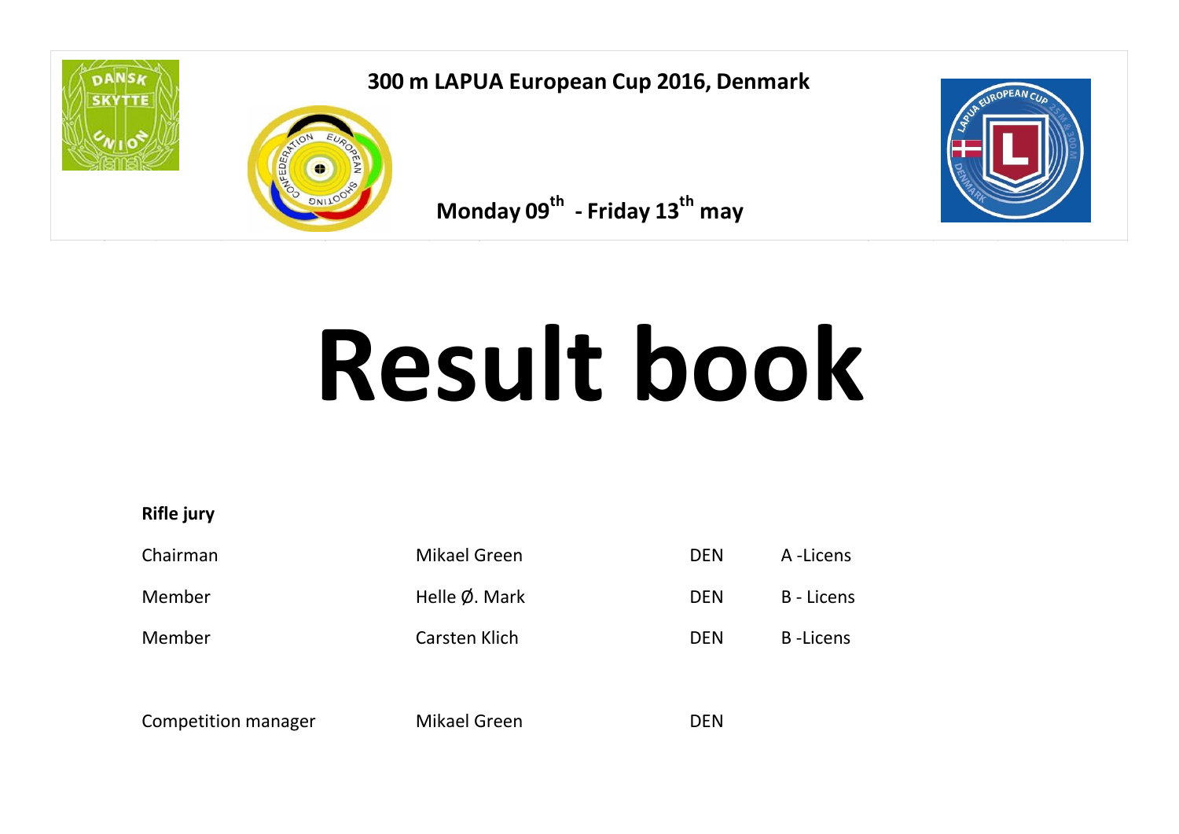**300 m LAPUA European Cup 2016, Denmark**

**Monday 09th - Friday 13th may**

# Result book

**Rifle jury**

| | | | |
|---|---|---|---|
| Chairman | Mikael Green | DEN | A -Licens |
| Member | Helle Ø. Mark | DEN | B - Licens |
| Member | Carsten Klich | DEN | B -Licens |

| | | |
|---|---|---|
| Competition manager | Mikael Green | DEN |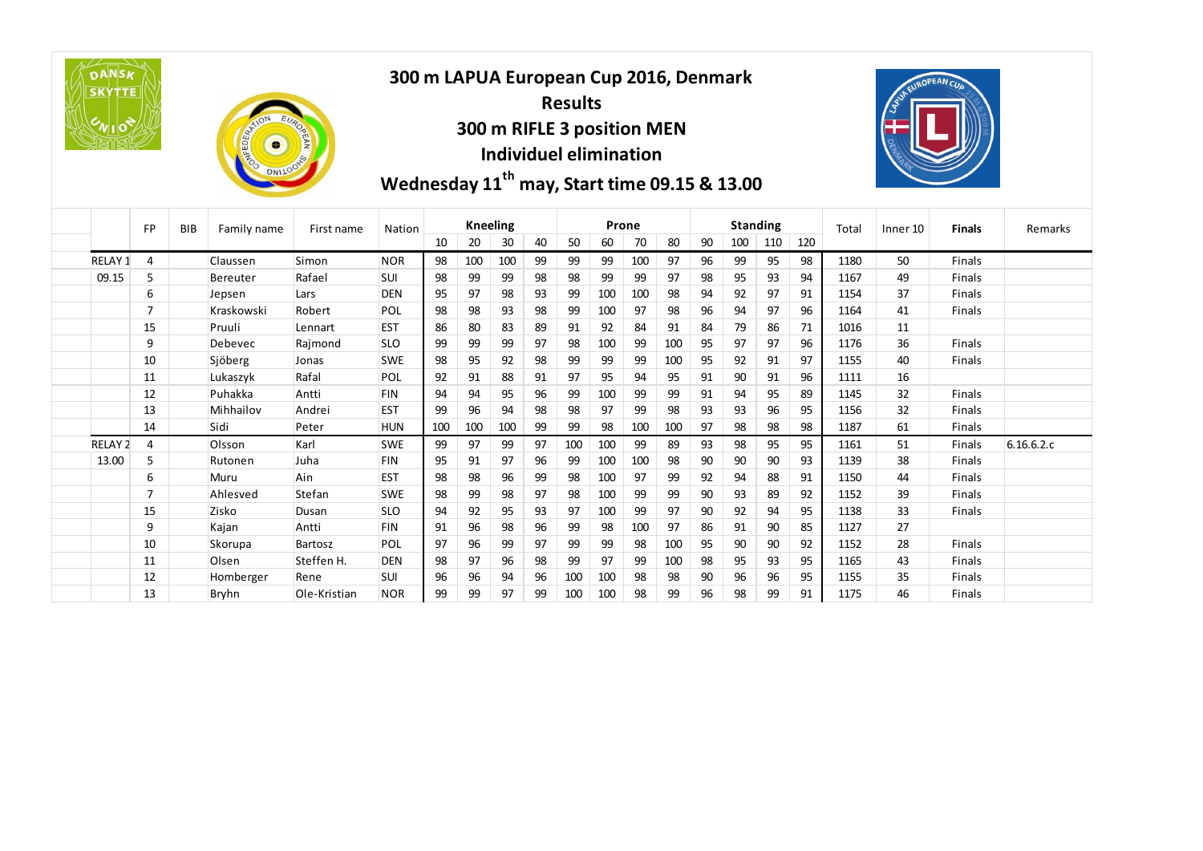# 300 m LAPUA European Cup 2016, Denmark

## Results

## 300 m RIFLE 3 position MEN

## Individuel elimination

## Wednesday 11th may, Start time 09.15 & 13.00

| | FP | BIB | Family name | First name | Nation | Kneeling | | | | Prone | | | | Standing | | | | Total | Inner 10 | Finals | Remarks |
|---|---|---|---|---|---|---|---|---|---|---|---|---|---|---|---|---|---|---|---|---|---|
| | | | | | | 10 | 20 | 30 | 40 | 50 | 60 | 70 | 80 | 90 | 100 | 110 | 120 | | | | |
| RELAY 1 | 4 | | Claussen | Simon | NOR | 98 | 100 | 100 | 99 | 99 | 99 | 100 | 97 | 96 | 99 | 95 | 98 | 1180 | 50 | Finals | |
| 09.15 | 5 | | Bereuter | Rafael | SUI | 98 | 99 | 99 | 98 | 98 | 99 | 99 | 97 | 98 | 95 | 93 | 94 | 1167 | 49 | Finals | |
| | 6 | | Jepsen | Lars | DEN | 95 | 97 | 98 | 93 | 99 | 100 | 100 | 98 | 94 | 92 | 97 | 91 | 1154 | 37 | Finals | |
| | 7 | | Kraskowski | Robert | POL | 98 | 98 | 93 | 98 | 99 | 100 | 97 | 98 | 96 | 94 | 97 | 96 | 1164 | 41 | Finals | |
| | 15 | | Pruuli | Lennart | EST | 86 | 80 | 83 | 89 | 91 | 92 | 84 | 91 | 84 | 79 | 86 | 71 | 1016 | 11 | | |
| | 9 | | Debevec | Rajmond | SLO | 99 | 99 | 99 | 97 | 98 | 100 | 99 | 100 | 95 | 97 | 97 | 96 | 1176 | 36 | Finals | |
| | 10 | | Sjöberg | Jonas | SWE | 98 | 95 | 92 | 98 | 99 | 99 | 99 | 100 | 95 | 92 | 91 | 97 | 1155 | 40 | Finals | |
| | 11 | | Lukaszyk | Rafal | POL | 92 | 91 | 88 | 91 | 97 | 95 | 94 | 95 | 91 | 90 | 91 | 96 | 1111 | 16 | | |
| | 12 | | Puhakka | Antti | FIN | 94 | 94 | 95 | 96 | 99 | 100 | 99 | 99 | 91 | 94 | 95 | 89 | 1145 | 32 | Finals | |
| | 13 | | Mihhailov | Andrei | EST | 99 | 96 | 94 | 98 | 98 | 97 | 99 | 98 | 93 | 93 | 96 | 95 | 1156 | 32 | Finals | |
| | 14 | | Sidi | Peter | HUN | 100 | 100 | 100 | 99 | 99 | 98 | 100 | 100 | 97 | 98 | 98 | 98 | 1187 | 61 | Finals | |
| RELAY 2 | 4 | | Olsson | Karl | SWE | 99 | 97 | 99 | 97 | 100 | 100 | 99 | 89 | 93 | 98 | 95 | 95 | 1161 | 51 | Finals | 6.16.6.2.c |
| 13.00 | 5 | | Rutonen | Juha | FIN | 95 | 91 | 97 | 96 | 99 | 100 | 100 | 98 | 90 | 90 | 90 | 93 | 1139 | 38 | Finals | |
| | 6 | | Muru | Ain | EST | 98 | 98 | 96 | 99 | 98 | 100 | 97 | 99 | 92 | 94 | 88 | 91 | 1150 | 44 | Finals | |
| | 7 | | Ahlesved | Stefan | SWE | 98 | 99 | 98 | 97 | 98 | 100 | 99 | 99 | 90 | 93 | 89 | 92 | 1152 | 39 | Finals | |
| | 15 | | Zisko | Dusan | SLO | 94 | 92 | 95 | 93 | 97 | 100 | 99 | 97 | 90 | 92 | 94 | 95 | 1138 | 33 | Finals | |
| | 9 | | Kajan | Antti | FIN | 91 | 96 | 98 | 96 | 99 | 98 | 100 | 97 | 86 | 91 | 90 | 85 | 1127 | 27 | | |
| | 10 | | Skorupa | Bartosz | POL | 97 | 96 | 99 | 97 | 99 | 99 | 98 | 100 | 95 | 90 | 90 | 92 | 1152 | 28 | Finals | |
| | 11 | | Olsen | Steffen H. | DEN | 98 | 97 | 96 | 98 | 99 | 97 | 99 | 100 | 98 | 95 | 93 | 95 | 1165 | 43 | Finals | |
| | 12 | | Homberger | Rene | SUI | 96 | 96 | 94 | 96 | 100 | 100 | 98 | 98 | 90 | 96 | 96 | 95 | 1155 | 35 | Finals | |
| | 13 | | Bryhn | Ole-Kristian | NOR | 99 | 99 | 97 | 99 | 100 | 100 | 98 | 99 | 96 | 98 | 99 | 91 | 1175 | 46 | Finals | |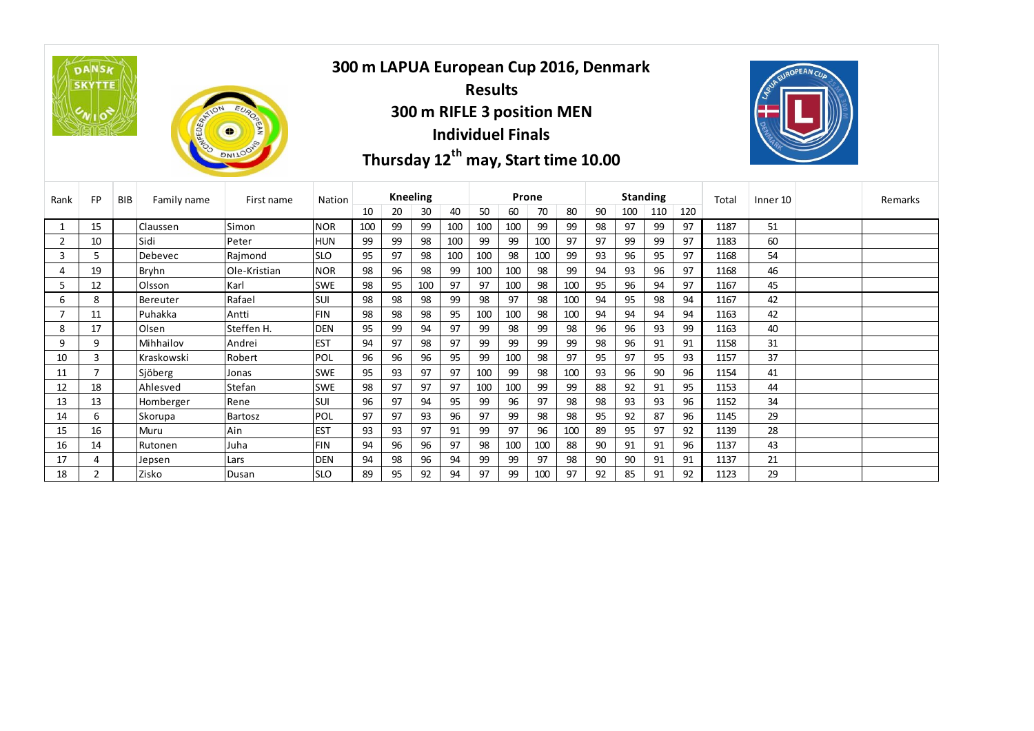# 300 m LAPUA European Cup 2016, Denmark

## Results

## 300 m RIFLE 3 position MEN

## Individuel Finals

## Thursday 12th may, Start time 10.00

| Rank | FP | BIB | Family name | First name | Nation | Kneeling | | | | Prone | | | | Standing | | | | Total | Inner 10 | | Remarks |
|---|---|---|---|---|---|---|---|---|---|---|---|---|---|---|---|---|---|---|---|---|---|
| | | | | | | 10 | 20 | 30 | 40 | 50 | 60 | 70 | 80 | 90 | 100 | 110 | 120 | | | | |
| 1 | 15 | | Claussen | Simon | NOR | 100 | 99 | 99 | 100 | 100 | 100 | 99 | 99 | 98 | 97 | 99 | 97 | 1187 | 51 | | |
| 2 | 10 | | Sidi | Peter | HUN | 99 | 99 | 98 | 100 | 99 | 99 | 100 | 97 | 97 | 99 | 99 | 97 | 1183 | 60 | | |
| 3 | 5 | | Debevec | Rajmond | SLO | 95 | 97 | 98 | 100 | 100 | 98 | 100 | 99 | 93 | 96 | 95 | 97 | 1168 | 54 | | |
| 4 | 19 | | Bryhn | Ole-Kristian | NOR | 98 | 96 | 98 | 99 | 100 | 100 | 98 | 99 | 94 | 93 | 96 | 97 | 1168 | 46 | | |
| 5 | 12 | | Olsson | Karl | SWE | 98 | 95 | 100 | 97 | 97 | 100 | 98 | 100 | 95 | 96 | 94 | 97 | 1167 | 45 | | |
| 6 | 8 | | Bereuter | Rafael | SUI | 98 | 98 | 98 | 99 | 98 | 97 | 98 | 100 | 94 | 95 | 98 | 94 | 1167 | 42 | | |
| 7 | 11 | | Puhakka | Antti | FIN | 98 | 98 | 98 | 95 | 100 | 100 | 98 | 100 | 94 | 94 | 94 | 94 | 1163 | 42 | | |
| 8 | 17 | | Olsen | Steffen H. | DEN | 95 | 99 | 94 | 97 | 99 | 98 | 99 | 98 | 96 | 96 | 93 | 99 | 1163 | 40 | | |
| 9 | 9 | | Mihhailov | Andrei | EST | 94 | 97 | 98 | 97 | 99 | 99 | 99 | 99 | 98 | 96 | 91 | 91 | 1158 | 31 | | |
| 10 | 3 | | Kraskowski | Robert | POL | 96 | 96 | 96 | 95 | 99 | 100 | 98 | 97 | 95 | 97 | 95 | 93 | 1157 | 37 | | |
| 11 | 7 | | Sjöberg | Jonas | SWE | 95 | 93 | 97 | 97 | 100 | 99 | 98 | 100 | 93 | 96 | 90 | 96 | 1154 | 41 | | |
| 12 | 18 | | Ahlesved | Stefan | SWE | 98 | 97 | 97 | 97 | 100 | 100 | 99 | 99 | 88 | 92 | 91 | 95 | 1153 | 44 | | |
| 13 | 13 | | Homberger | Rene | SUI | 96 | 97 | 94 | 95 | 99 | 96 | 97 | 98 | 98 | 93 | 93 | 96 | 1152 | 34 | | |
| 14 | 6 | | Skorupa | Bartosz | POL | 97 | 97 | 93 | 96 | 97 | 99 | 98 | 98 | 95 | 92 | 87 | 96 | 1145 | 29 | | |
| 15 | 16 | | Muru | Ain | EST | 93 | 93 | 97 | 91 | 99 | 97 | 96 | 100 | 89 | 95 | 97 | 92 | 1139 | 28 | | |
| 16 | 14 | | Rutonen | Juha | FIN | 94 | 96 | 96 | 97 | 98 | 100 | 100 | 88 | 90 | 91 | 91 | 96 | 1137 | 43 | | |
| 17 | 4 | | Jepsen | Lars | DEN | 94 | 98 | 96 | 94 | 99 | 99 | 97 | 98 | 90 | 90 | 91 | 91 | 1137 | 21 | | |
| 18 | 2 | | Zisko | Dusan | SLO | 89 | 95 | 92 | 94 | 97 | 99 | 100 | 97 | 92 | 85 | 91 | 92 | 1123 | 29 | | |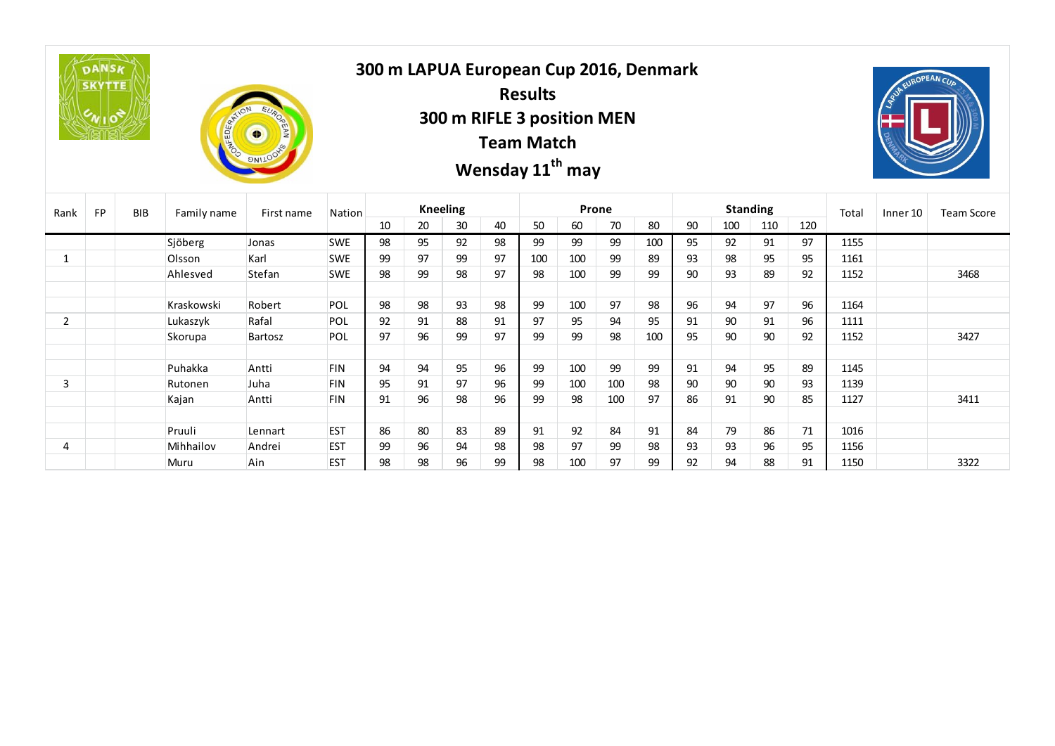# 300 m LAPUA European Cup 2016, Denmark

## Results

## 300 m RIFLE 3 position MEN

## Team Match

## Wensday 11th may

| Rank | FP | BIB | Family name | First name | Nation | Kneeling | | | | Prone | | | | Standing | | | | Total | Inner 10 | Team Score |
|---|---|---|---|---|---|---|---|---|---|---|---|---|---|---|---|---|---|---|---|---|
| | | | | | | 10 | 20 | 30 | 40 | 50 | 60 | 70 | 80 | 90 | 100 | 110 | 120 | | | |
| | | | Sjöberg | Jonas | SWE | 98 | 95 | 92 | 98 | 99 | 99 | 99 | 100 | 95 | 92 | 91 | 97 | 1155 | | |
| 1 | | | Olsson | Karl | SWE | 99 | 97 | 99 | 97 | 100 | 100 | 99 | 89 | 93 | 98 | 95 | 95 | 1161 | | |
| | | | Ahlesved | Stefan | SWE | 98 | 99 | 98 | 97 | 98 | 100 | 99 | 99 | 90 | 93 | 89 | 92 | 1152 | | 3468 |
| | | | | | | | | | | | | | | | | | | | | |
| | | | Kraskowski | Robert | POL | 98 | 98 | 93 | 98 | 99 | 100 | 97 | 98 | 96 | 94 | 97 | 96 | 1164 | | |
| 2 | | | Lukaszyk | Rafal | POL | 92 | 91 | 88 | 91 | 97 | 95 | 94 | 95 | 91 | 90 | 91 | 96 | 1111 | | |
| | | | Skorupa | Bartosz | POL | 97 | 96 | 99 | 97 | 99 | 99 | 98 | 100 | 95 | 90 | 90 | 92 | 1152 | | 3427 |
| | | | | | | | | | | | | | | | | | | | | |
| | | | Puhakka | Antti | FIN | 94 | 94 | 95 | 96 | 99 | 100 | 99 | 99 | 91 | 94 | 95 | 89 | 1145 | | |
| 3 | | | Rutonen | Juha | FIN | 95 | 91 | 97 | 96 | 99 | 100 | 100 | 98 | 90 | 90 | 90 | 93 | 1139 | | |
| | | | Kajan | Antti | FIN | 91 | 96 | 98 | 96 | 99 | 98 | 100 | 97 | 86 | 91 | 90 | 85 | 1127 | | 3411 |
| | | | | | | | | | | | | | | | | | | | | |
| | | | Pruuli | Lennart | EST | 86 | 80 | 83 | 89 | 91 | 92 | 84 | 91 | 84 | 79 | 86 | 71 | 1016 | | |
| 4 | | | Mihhailov | Andrei | EST | 99 | 96 | 94 | 98 | 98 | 97 | 99 | 98 | 93 | 93 | 96 | 95 | 1156 | | |
| | | | Muru | Ain | EST | 98 | 98 | 96 | 99 | 98 | 100 | 97 | 99 | 92 | 94 | 88 | 91 | 1150 | | 3322 |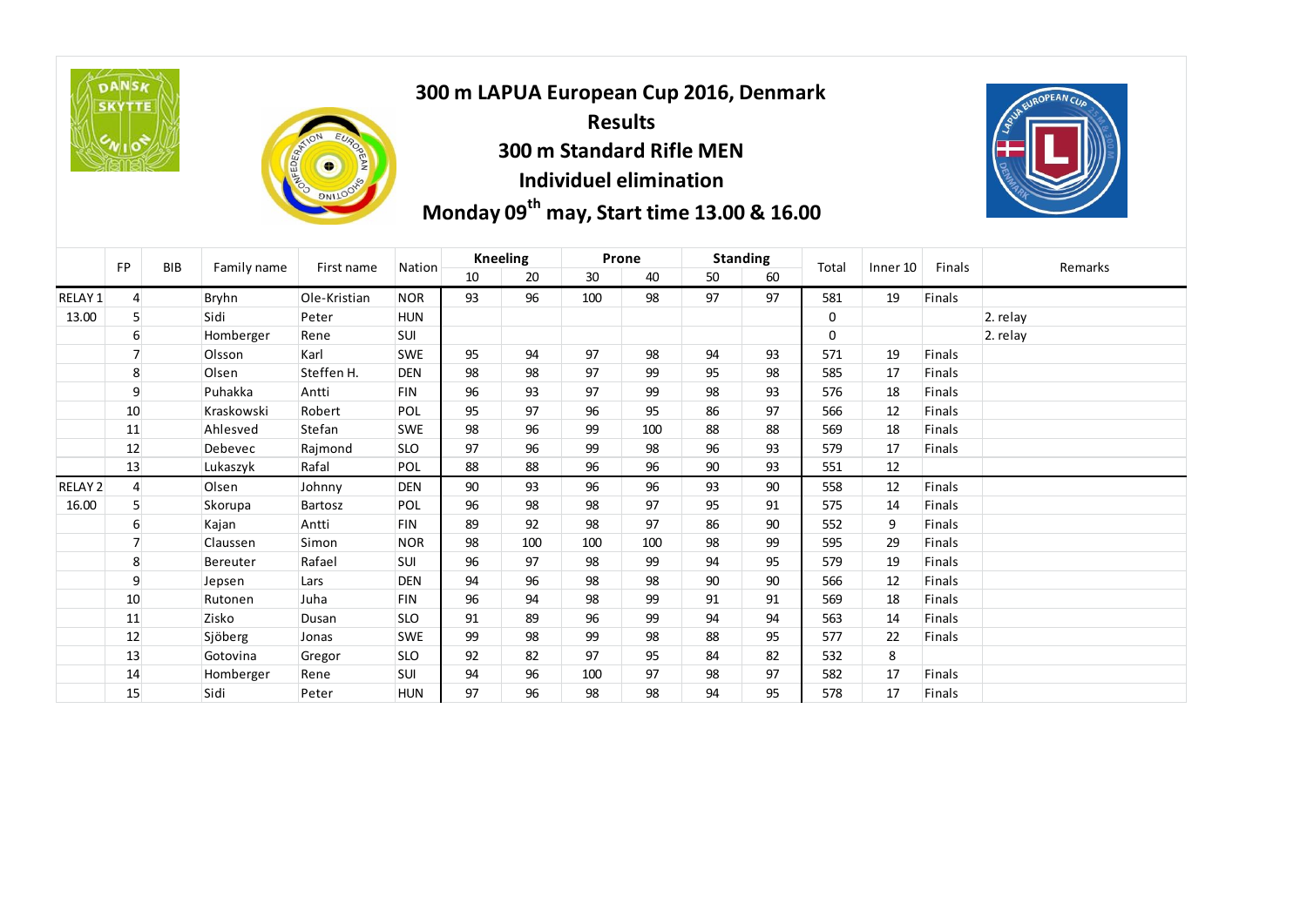# 300 m LAPUA European Cup 2016, Denmark

## Results

## 300 m Standard Rifle MEN

## Individuel elimination

## Monday 09th may, Start time 13.00 & 16.00

| | FP | BIB | Family name | First name | Nation | Kneeling | | Prone | | Standing | | Total | Inner 10 | Finals | Remarks |
|---|---|---|---|---|---|---|---|---|---|---|---|---|---|---|---|
| | | | | | | 10 | 20 | 30 | 40 | 50 | 60 | | | | |
| RELAY 1 | 4 | | Bryhn | Ole-Kristian | NOR | 93 | 96 | 100 | 98 | 97 | 97 | 581 | 19 | Finals | |
| 13.00 | 5 | | Sidi | Peter | HUN | | | | | | | 0 | | | 2. relay |
| | 6 | | Homberger | Rene | SUI | | | | | | | 0 | | | 2. relay |
| | 7 | | Olsson | Karl | SWE | 95 | 94 | 97 | 98 | 94 | 93 | 571 | 19 | Finals | |
| | 8 | | Olsen | Steffen H. | DEN | 98 | 98 | 97 | 99 | 95 | 98 | 585 | 17 | Finals | |
| | 9 | | Puhakka | Antti | FIN | 96 | 93 | 97 | 99 | 98 | 93 | 576 | 18 | Finals | |
| | 10 | | Kraskowski | Robert | POL | 95 | 97 | 96 | 95 | 86 | 97 | 566 | 12 | Finals | |
| | 11 | | Ahlesved | Stefan | SWE | 98 | 96 | 99 | 100 | 88 | 88 | 569 | 18 | Finals | |
| | 12 | | Debevec | Rajmond | SLO | 97 | 96 | 99 | 98 | 96 | 93 | 579 | 17 | Finals | |
| | 13 | | Lukaszyk | Rafal | POL | 88 | 88 | 96 | 96 | 90 | 93 | 551 | 12 | | |
| RELAY 2 | 4 | | Olsen | Johnny | DEN | 90 | 93 | 96 | 96 | 93 | 90 | 558 | 12 | Finals | |
| 16.00 | 5 | | Skorupa | Bartosz | POL | 96 | 98 | 98 | 97 | 95 | 91 | 575 | 14 | Finals | |
| | 6 | | Kajan | Antti | FIN | 89 | 92 | 98 | 97 | 86 | 90 | 552 | 9 | Finals | |
| | 7 | | Claussen | Simon | NOR | 98 | 100 | 100 | 100 | 98 | 99 | 595 | 29 | Finals | |
| | 8 | | Bereuter | Rafael | SUI | 96 | 97 | 98 | 99 | 94 | 95 | 579 | 19 | Finals | |
| | 9 | | Jepsen | Lars | DEN | 94 | 96 | 98 | 98 | 90 | 90 | 566 | 12 | Finals | |
| | 10 | | Rutonen | Juha | FIN | 96 | 94 | 98 | 99 | 91 | 91 | 569 | 18 | Finals | |
| | 11 | | Zisko | Dusan | SLO | 91 | 89 | 96 | 99 | 94 | 94 | 563 | 14 | Finals | |
| | 12 | | Sjöberg | Jonas | SWE | 99 | 98 | 99 | 98 | 88 | 95 | 577 | 22 | Finals | |
| | 13 | | Gotovina | Gregor | SLO | 92 | 82 | 97 | 95 | 84 | 82 | 532 | 8 | | |
| | 14 | | Homberger | Rene | SUI | 94 | 96 | 100 | 97 | 98 | 97 | 582 | 17 | Finals | |
| | 15 | | Sidi | Peter | HUN | 97 | 96 | 98 | 98 | 94 | 95 | 578 | 17 | Finals | |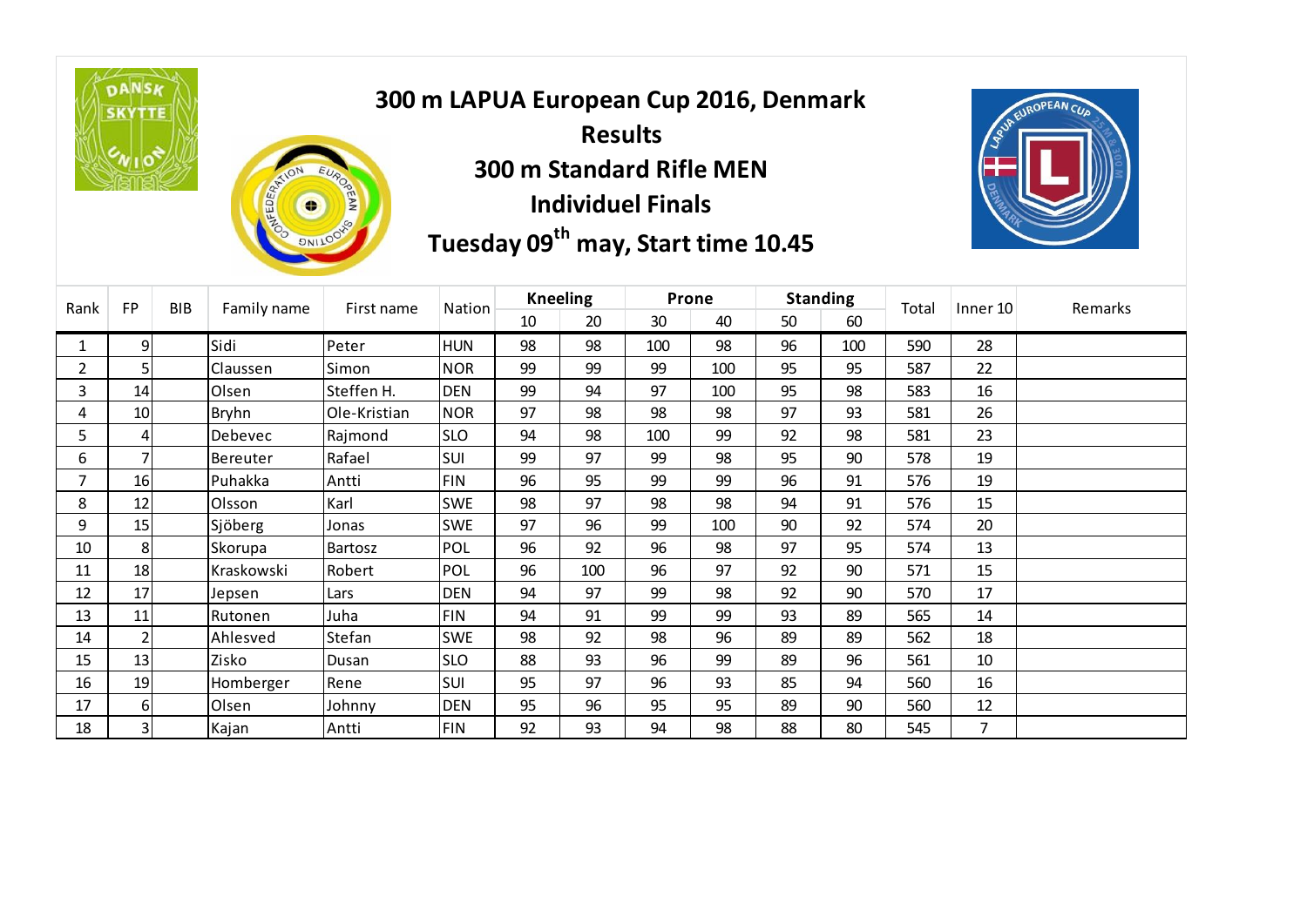# 300 m LAPUA European Cup 2016, Denmark

## Results

## 300 m Standard Rifle MEN

## Individuel Finals

## Tuesday 09th may, Start time 10.45

| Rank | FP | BIB | Family name | First name | Nation | Kneeling | | Prone | | Standing | | Total | Inner 10 | Remarks |
|---|---|---|---|---|---|---|---|---|---|---|---|---|---|---|
| | | | | | | 10 | 20 | 30 | 40 | 50 | 60 | | | |
| 1 | 9 | | Sidi | Peter | HUN | 98 | 98 | 100 | 98 | 96 | 100 | 590 | 28 | |
| 2 | 5 | | Claussen | Simon | NOR | 99 | 99 | 99 | 100 | 95 | 95 | 587 | 22 | |
| 3 | 14 | | Olsen | Steffen H. | DEN | 99 | 94 | 97 | 100 | 95 | 98 | 583 | 16 | |
| 4 | 10 | | Bryhn | Ole-Kristian | NOR | 97 | 98 | 98 | 98 | 97 | 93 | 581 | 26 | |
| 5 | 4 | | Debevec | Rajmond | SLO | 94 | 98 | 100 | 99 | 92 | 98 | 581 | 23 | |
| 6 | 7 | | Bereuter | Rafael | SUI | 99 | 97 | 99 | 98 | 95 | 90 | 578 | 19 | |
| 7 | 16 | | Puhakka | Antti | FIN | 96 | 95 | 99 | 99 | 96 | 91 | 576 | 19 | |
| 8 | 12 | | Olsson | Karl | SWE | 98 | 97 | 98 | 98 | 94 | 91 | 576 | 15 | |
| 9 | 15 | | Sjöberg | Jonas | SWE | 97 | 96 | 99 | 100 | 90 | 92 | 574 | 20 | |
| 10 | 8 | | Skorupa | Bartosz | POL | 96 | 92 | 96 | 98 | 97 | 95 | 574 | 13 | |
| 11 | 18 | | Kraskowski | Robert | POL | 96 | 100 | 96 | 97 | 92 | 90 | 571 | 15 | |
| 12 | 17 | | Jepsen | Lars | DEN | 94 | 97 | 99 | 98 | 92 | 90 | 570 | 17 | |
| 13 | 11 | | Rutonen | Juha | FIN | 94 | 91 | 99 | 99 | 93 | 89 | 565 | 14 | |
| 14 | 2 | | Ahlesved | Stefan | SWE | 98 | 92 | 98 | 96 | 89 | 89 | 562 | 18 | |
| 15 | 13 | | Zisko | Dusan | SLO | 88 | 93 | 96 | 99 | 89 | 96 | 561 | 10 | |
| 16 | 19 | | Homberger | Rene | SUI | 95 | 97 | 96 | 93 | 85 | 94 | 560 | 16 | |
| 17 | 6 | | Olsen | Johnny | DEN | 95 | 96 | 95 | 95 | 89 | 90 | 560 | 12 | |
| 18 | 3 | | Kajan | Antti | FIN | 92 | 93 | 94 | 98 | 88 | 80 | 545 | 7 | |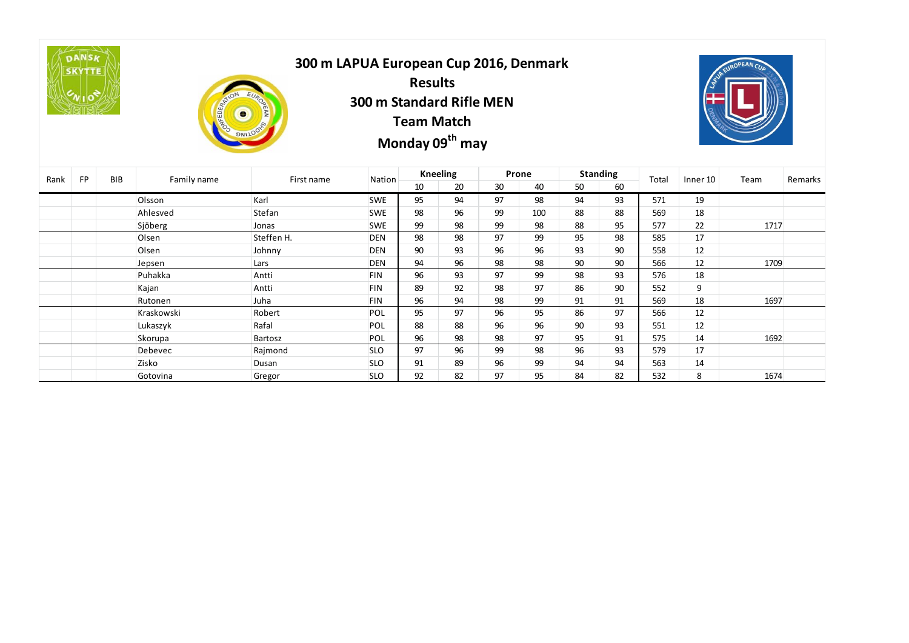# 300 m LAPUA European Cup 2016, Denmark

## Results

## 300 m Standard Rifle MEN

## Team Match

## Monday 09$^{th}$ may

| Rank | FP | BIB | Family name | First name | Nation | Kneeling | | Prone | | Standing | | Total | Inner 10 | Team | Remarks |
|---|---|---|---|---|---|---|---|---|---|---|---|---|---|---|---|
| | | | | | | 10 | 20 | 30 | 40 | 50 | 60 | | | | |
| | | | Olsson | Karl | SWE | 95 | 94 | 97 | 98 | 94 | 93 | 571 | 19 | | |
| | | | Ahlesved | Stefan | SWE | 98 | 96 | 99 | 100 | 88 | 88 | 569 | 18 | | |
| | | | Sjöberg | Jonas | SWE | 99 | 98 | 99 | 98 | 88 | 95 | 577 | 22 | 1717 | |
| | | | Olsen | Steffen H. | DEN | 98 | 98 | 97 | 99 | 95 | 98 | 585 | 17 | | |
| | | | Olsen | Johnny | DEN | 90 | 93 | 96 | 96 | 93 | 90 | 558 | 12 | | |
| | | | Jepsen | Lars | DEN | 94 | 96 | 98 | 98 | 90 | 90 | 566 | 12 | 1709 | |
| | | | Puhakka | Antti | FIN | 96 | 93 | 97 | 99 | 98 | 93 | 576 | 18 | | |
| | | | Kajan | Antti | FIN | 89 | 92 | 98 | 97 | 86 | 90 | 552 | 9 | | |
| | | | Rutonen | Juha | FIN | 96 | 94 | 98 | 99 | 91 | 91 | 569 | 18 | 1697 | |
| | | | Kraskowski | Robert | POL | 95 | 97 | 96 | 95 | 86 | 97 | 566 | 12 | | |
| | | | Lukaszyk | Rafal | POL | 88 | 88 | 96 | 96 | 90 | 93 | 551 | 12 | | |
| | | | Skorupa | Bartosz | POL | 96 | 98 | 98 | 97 | 95 | 91 | 575 | 14 | 1692 | |
| | | | Debevec | Rajmond | SLO | 97 | 96 | 99 | 98 | 96 | 93 | 579 | 17 | | |
| | | | Zisko | Dusan | SLO | 91 | 89 | 96 | 99 | 94 | 94 | 563 | 14 | | |
| | | | Gotovina | Gregor | SLO | 92 | 82 | 97 | 95 | 84 | 82 | 532 | 8 | 1674 | |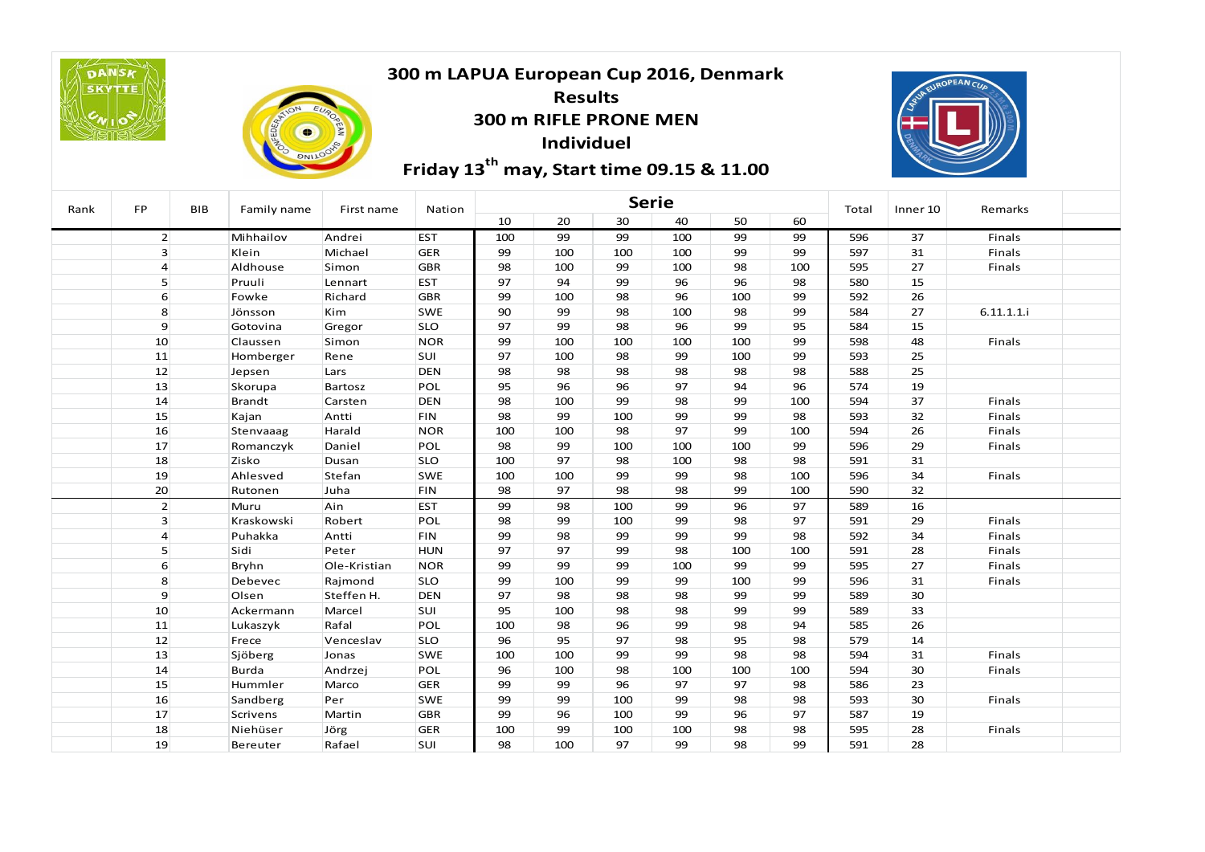# 300 m LAPUA European Cup 2016, Denmark

## Results

## 300 m RIFLE PRONE MEN

## Individuel

## Friday 13th may, Start time 09.15 & 11.00

| Rank | FP | BIB | Family name | First name | Nation | Serie | | | | | | Total | Inner 10 | Remarks |
|---|---|---|---|---|---|---|---|---|---|---|---|---|---|---|
| | | | | | | 10 | 20 | 30 | 40 | 50 | 60 | | | |
| | 2 | | Mihhailov | Andrei | EST | 100 | 99 | 99 | 100 | 99 | 99 | 596 | 37 | Finals |
| | 3 | | Klein | Michael | GER | 99 | 100 | 100 | 100 | 99 | 99 | 597 | 31 | Finals |
| | 4 | | Aldhouse | Simon | GBR | 98 | 100 | 99 | 100 | 98 | 100 | 595 | 27 | Finals |
| | 5 | | Pruuli | Lennart | EST | 97 | 94 | 99 | 96 | 96 | 98 | 580 | 15 | |
| | 6 | | Fowke | Richard | GBR | 99 | 100 | 98 | 96 | 100 | 99 | 592 | 26 | |
| | 8 | | Jönsson | Kim | SWE | 90 | 99 | 98 | 100 | 98 | 99 | 584 | 27 | 6.11.1.1.i |
| | 9 | | Gotovina | Gregor | SLO | 97 | 99 | 98 | 96 | 99 | 95 | 584 | 15 | |
| | 10 | | Claussen | Simon | NOR | 99 | 100 | 100 | 100 | 100 | 99 | 598 | 48 | Finals |
| | 11 | | Homberger | Rene | SUI | 97 | 100 | 98 | 99 | 100 | 99 | 593 | 25 | |
| | 12 | | Jepsen | Lars | DEN | 98 | 98 | 98 | 98 | 98 | 98 | 588 | 25 | |
| | 13 | | Skorupa | Bartosz | POL | 95 | 96 | 96 | 97 | 94 | 96 | 574 | 19 | |
| | 14 | | Brandt | Carsten | DEN | 98 | 100 | 99 | 98 | 99 | 100 | 594 | 37 | Finals |
| | 15 | | Kajan | Antti | FIN | 98 | 99 | 100 | 99 | 99 | 98 | 593 | 32 | Finals |
| | 16 | | Stenvaaag | Harald | NOR | 100 | 100 | 98 | 97 | 99 | 100 | 594 | 26 | Finals |
| | 17 | | Romanczyk | Daniel | POL | 98 | 99 | 100 | 100 | 100 | 99 | 596 | 29 | Finals |
| | 18 | | Zisko | Dusan | SLO | 100 | 97 | 98 | 100 | 98 | 98 | 591 | 31 | |
| | 19 | | Ahlesved | Stefan | SWE | 100 | 100 | 99 | 99 | 98 | 100 | 596 | 34 | Finals |
| | 20 | | Rutonen | Juha | FIN | 98 | 97 | 98 | 98 | 99 | 100 | 590 | 32 | |
| | 2 | | Muru | Ain | EST | 99 | 98 | 100 | 99 | 96 | 97 | 589 | 16 | |
| | 3 | | Kraskowski | Robert | POL | 98 | 99 | 100 | 99 | 98 | 97 | 591 | 29 | Finals |
| | 4 | | Puhakka | Antti | FIN | 99 | 98 | 99 | 99 | 99 | 98 | 592 | 34 | Finals |
| | 5 | | Sidi | Peter | HUN | 97 | 97 | 99 | 98 | 100 | 100 | 591 | 28 | Finals |
| | 6 | | Bryhn | Ole-Kristian | NOR | 99 | 99 | 99 | 100 | 99 | 99 | 595 | 27 | Finals |
| | 8 | | Debevec | Rajmond | SLO | 99 | 100 | 99 | 99 | 100 | 99 | 596 | 31 | Finals |
| | 9 | | Olsen | Steffen H. | DEN | 97 | 98 | 98 | 98 | 99 | 99 | 589 | 30 | |
| | 10 | | Ackermann | Marcel | SUI | 95 | 100 | 98 | 98 | 99 | 99 | 589 | 33 | |
| | 11 | | Lukaszyk | Rafal | POL | 100 | 98 | 96 | 99 | 98 | 94 | 585 | 26 | |
| | 12 | | Frece | Venceslav | SLO | 96 | 95 | 97 | 98 | 95 | 98 | 579 | 14 | |
| | 13 | | Sjöberg | Jonas | SWE | 100 | 100 | 99 | 99 | 98 | 98 | 594 | 31 | Finals |
| | 14 | | Burda | Andrzej | POL | 96 | 100 | 98 | 100 | 100 | 100 | 594 | 30 | Finals |
| | 15 | | Hummler | Marco | GER | 99 | 99 | 96 | 97 | 97 | 98 | 586 | 23 | |
| | 16 | | Sandberg | Per | SWE | 99 | 99 | 100 | 99 | 98 | 98 | 593 | 30 | Finals |
| | 17 | | Scrivens | Martin | GBR | 99 | 96 | 100 | 99 | 96 | 97 | 587 | 19 | |
| | 18 | | Niehüser | Jörg | GER | 100 | 99 | 100 | 100 | 98 | 98 | 595 | 28 | Finals |
| | 19 | | Bereuter | Rafael | SUI | 98 | 100 | 97 | 99 | 98 | 99 | 591 | 28 | |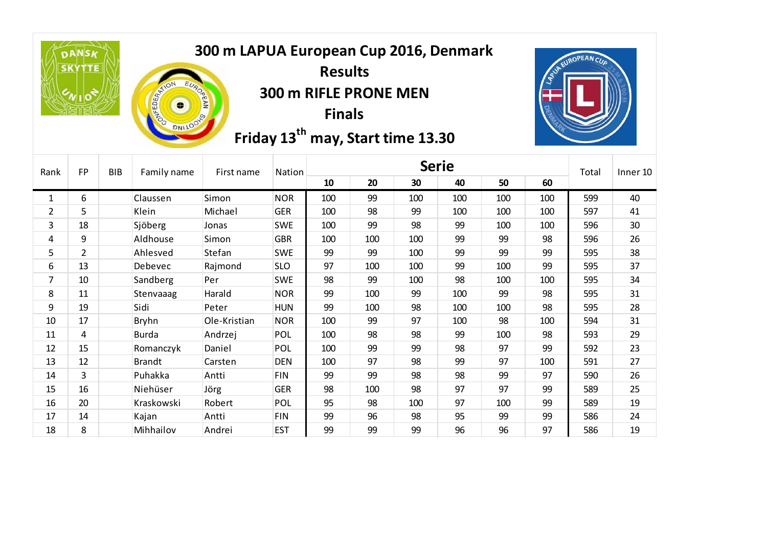# 300 m LAPUA European Cup 2016, Denmark

## Results

## 300 m RIFLE PRONE MEN

## Finals

## Friday 13th may, Start time 13.30

| Rank | FP | BIB | Family name | First name | Nation | Serie | | | | | | Total | Inner 10 |
|---|---|---|---|---|---|---|---|---|---|---|---|---|---|
| | | | | | | 10 | 20 | 30 | 40 | 50 | 60 | | |
| 1 | 6 | | Claussen | Simon | NOR | 100 | 99 | 100 | 100 | 100 | 100 | 599 | 40 |
| 2 | 5 | | Klein | Michael | GER | 100 | 98 | 99 | 100 | 100 | 100 | 597 | 41 |
| 3 | 18 | | Sjöberg | Jonas | SWE | 100 | 99 | 98 | 99 | 100 | 100 | 596 | 30 |
| 4 | 9 | | Aldhouse | Simon | GBR | 100 | 100 | 100 | 99 | 99 | 98 | 596 | 26 |
| 5 | 2 | | Ahlesved | Stefan | SWE | 99 | 99 | 100 | 99 | 99 | 99 | 595 | 38 |
| 6 | 13 | | Debevec | Rajmond | SLO | 97 | 100 | 100 | 99 | 100 | 99 | 595 | 37 |
| 7 | 10 | | Sandberg | Per | SWE | 98 | 99 | 100 | 98 | 100 | 100 | 595 | 34 |
| 8 | 11 | | Stenvaaag | Harald | NOR | 99 | 100 | 99 | 100 | 99 | 98 | 595 | 31 |
| 9 | 19 | | Sidi | Peter | HUN | 99 | 100 | 98 | 100 | 100 | 98 | 595 | 28 |
| 10 | 17 | | Bryhn | Ole-Kristian | NOR | 100 | 99 | 97 | 100 | 98 | 100 | 594 | 31 |
| 11 | 4 | | Burda | Andrzej | POL | 100 | 98 | 98 | 99 | 100 | 98 | 593 | 29 |
| 12 | 15 | | Romanczyk | Daniel | POL | 100 | 99 | 99 | 98 | 97 | 99 | 592 | 23 |
| 13 | 12 | | Brandt | Carsten | DEN | 100 | 97 | 98 | 99 | 97 | 100 | 591 | 27 |
| 14 | 3 | | Puhakka | Antti | FIN | 99 | 99 | 98 | 98 | 99 | 97 | 590 | 26 |
| 15 | 16 | | Niehüser | Jörg | GER | 98 | 100 | 98 | 97 | 97 | 99 | 589 | 25 |
| 16 | 20 | | Kraskowski | Robert | POL | 95 | 98 | 100 | 97 | 100 | 99 | 589 | 19 |
| 17 | 14 | | Kajan | Antti | FIN | 99 | 96 | 98 | 95 | 99 | 99 | 586 | 24 |
| 18 | 8 | | Mihhailov | Andrei | EST | 99 | 99 | 99 | 96 | 96 | 97 | 586 | 19 |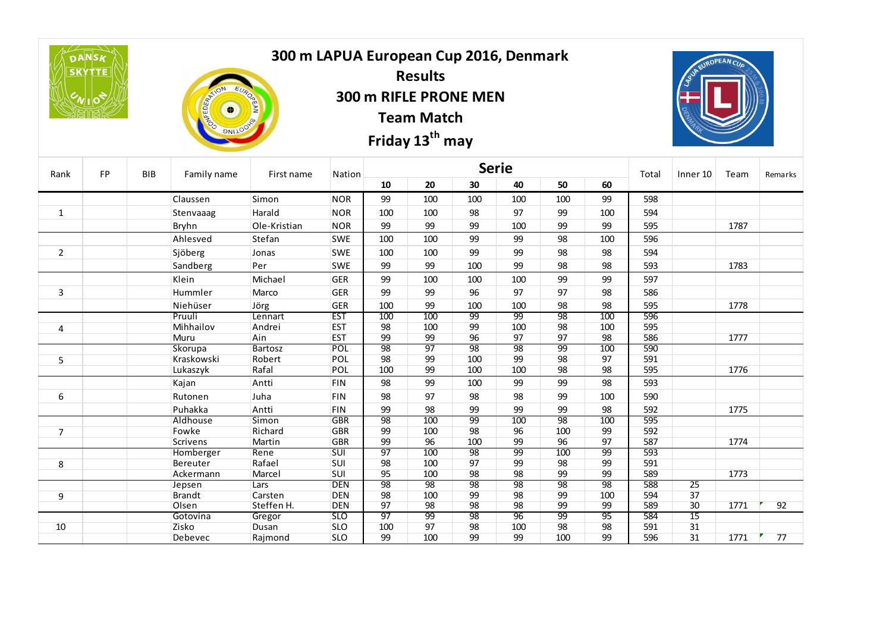# 300 m LAPUA European Cup 2016, Denmark

## Results

## 300 m RIFLE PRONE MEN

## Team Match

## Friday 13th may

| Rank | FP | BIB | Family name | First name | Nation | Serie | | | | | | Total | Inner 10 | Team | Remarks |
|---|---|---|---|---|---|---|---|---|---|---|---|---|---|---|---|
| | | | | | | 10 | 20 | 30 | 40 | 50 | 60 | | | | |
| | | | Claussen | Simon | NOR | 99 | 100 | 100 | 100 | 100 | 99 | 598 | | | |
| 1 | | | Stenvaaag | Harald | NOR | 100 | 100 | 98 | 97 | 99 | 100 | 594 | | | |
| | | | Bryhn | Ole-Kristian | NOR | 99 | 99 | 99 | 100 | 99 | 99 | 595 | | 1787 | |
| | | | Ahlesved | Stefan | SWE | 100 | 100 | 99 | 99 | 98 | 100 | 596 | | | |
| 2 | | | Sjöberg | Jonas | SWE | 100 | 100 | 99 | 99 | 98 | 98 | 594 | | | |
| | | | Sandberg | Per | SWE | 99 | 99 | 100 | 99 | 98 | 98 | 593 | | 1783 | |
| | | | Klein | Michael | GER | 99 | 100 | 100 | 100 | 99 | 99 | 597 | | | |
| 3 | | | Hummler | Marco | GER | 99 | 99 | 96 | 97 | 97 | 98 | 586 | | | |
| | | | Niehüser | Jörg | GER | 100 | 99 | 100 | 100 | 98 | 98 | 595 | | 1778 | |
| | | | Pruuli | Lennart | EST | 100 | 100 | 99 | 99 | 98 | 100 | 596 | | | |
| 4 | | | Mihhailov | Andrei | EST | 98 | 100 | 99 | 100 | 98 | 100 | 595 | | | |
| | | | Muru | Ain | EST | 99 | 99 | 96 | 97 | 97 | 98 | 586 | | 1777 | |
| | | | Skorupa | Bartosz | POL | 98 | 97 | 98 | 98 | 99 | 100 | 590 | | | |
| 5 | | | Kraskowski | Robert | POL | 98 | 99 | 100 | 99 | 98 | 97 | 591 | | | |
| | | | Lukaszyk | Rafal | POL | 100 | 99 | 100 | 100 | 98 | 98 | 595 | | 1776 | |
| | | | Kajan | Antti | FIN | 98 | 99 | 100 | 99 | 99 | 98 | 593 | | | |
| 6 | | | Rutonen | Juha | FIN | 98 | 97 | 98 | 98 | 99 | 100 | 590 | | | |
| | | | Puhakka | Antti | FIN | 99 | 98 | 99 | 99 | 99 | 98 | 592 | | 1775 | |
| | | | Aldhouse | Simon | GBR | 98 | 100 | 99 | 100 | 98 | 100 | 595 | | | |
| 7 | | | Fowke | Richard | GBR | 99 | 100 | 98 | 96 | 100 | 99 | 592 | | | |
| | | | Scrivens | Martin | GBR | 99 | 96 | 100 | 99 | 96 | 97 | 587 | | 1774 | |
| | | | Homberger | Rene | SUI | 97 | 100 | 98 | 99 | 100 | 99 | 593 | | | |
| 8 | | | Bereuter | Rafael | SUI | 98 | 100 | 97 | 99 | 98 | 99 | 591 | | | |
| | | | Ackermann | Marcel | SUI | 95 | 100 | 98 | 98 | 99 | 99 | 589 | | 1773 | |
| | | | Jepsen | Lars | DEN | 98 | 98 | 98 | 98 | 98 | 98 | 588 | 25 | | |
| 9 | | | Brandt | Carsten | DEN | 98 | 100 | 99 | 98 | 99 | 100 | 594 | 37 | | |
| | | | Olsen | Steffen H. | DEN | 97 | 98 | 98 | 98 | 99 | 99 | 589 | 30 | 1771 | 92 |
| | | | Gotovina | Gregor | SLO | 97 | 99 | 98 | 96 | 99 | 95 | 584 | 15 | | |
| 10 | | | Zisko | Dusan | SLO | 100 | 97 | 98 | 100 | 98 | 98 | 591 | 31 | | |
| | | | Debevec | Rajmond | SLO | 99 | 100 | 99 | 99 | 100 | 99 | 596 | 31 | 1771 | 77 |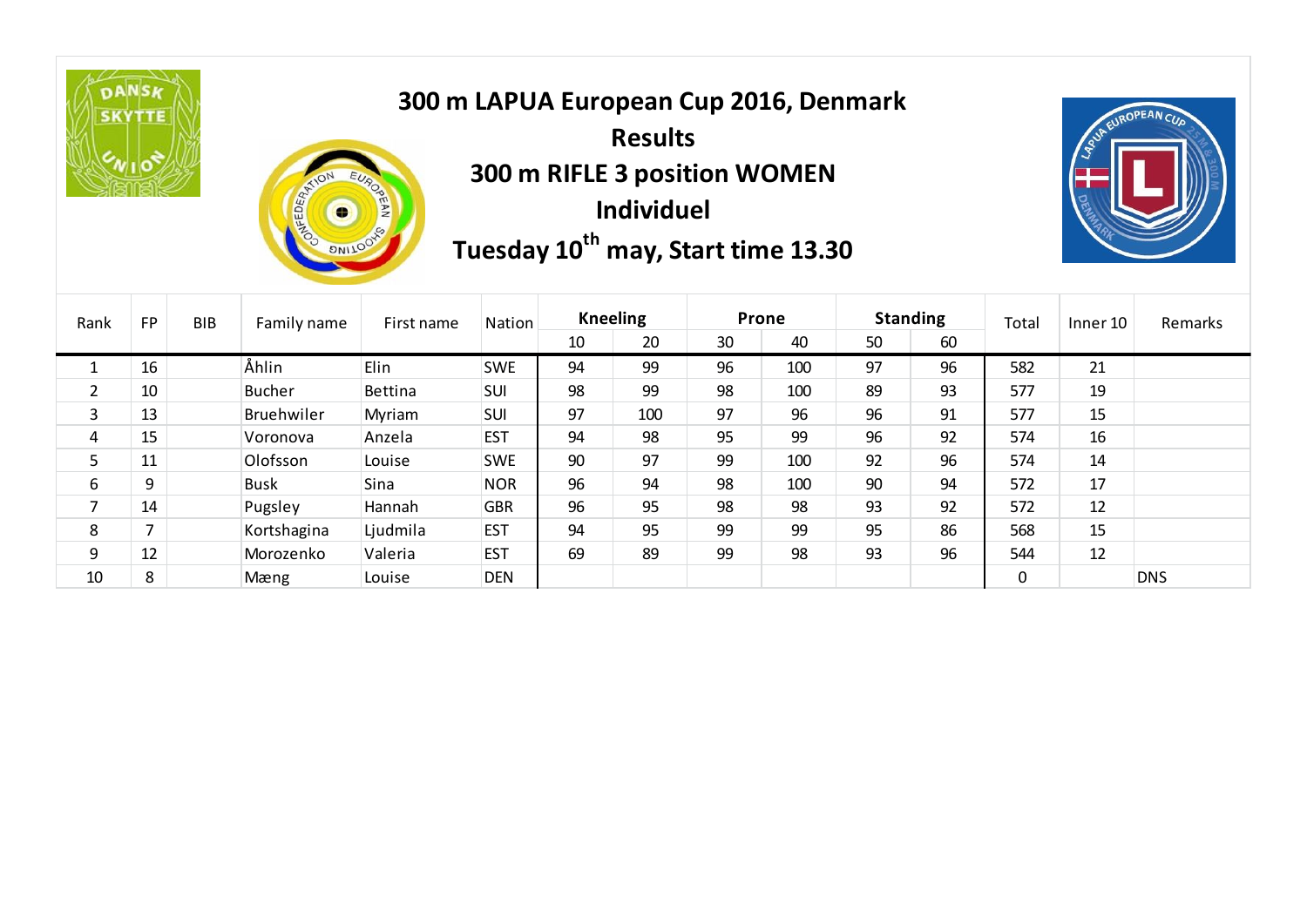# 300 m LAPUA European Cup 2016, Denmark

## Results

## 300 m RIFLE 3 position WOMEN

## Individuel

## Tuesday 10th may, Start time 13.30

| Rank | FP | BIB | Family name | First name | Nation | Kneeling | | Prone | | Standing | | Total | Inner 10 | Remarks |
|---|---|---|---|---|---|---|---|---|---|---|---|---|---|---|
| | | | | | | 10 | 20 | 30 | 40 | 50 | 60 | | | |
| 1 | 16 | | Åhlin | Elin | SWE | 94 | 99 | 96 | 100 | 97 | 96 | 582 | 21 | |
| 2 | 10 | | Bucher | Bettina | SUI | 98 | 99 | 98 | 100 | 89 | 93 | 577 | 19 | |
| 3 | 13 | | Bruehwiler | Myriam | SUI | 97 | 100 | 97 | 96 | 96 | 91 | 577 | 15 | |
| 4 | 15 | | Voronova | Anzela | EST | 94 | 98 | 95 | 99 | 96 | 92 | 574 | 16 | |
| 5 | 11 | | Olofsson | Louise | SWE | 90 | 97 | 99 | 100 | 92 | 96 | 574 | 14 | |
| 6 | 9 | | Busk | Sina | NOR | 96 | 94 | 98 | 100 | 90 | 94 | 572 | 17 | |
| 7 | 14 | | Pugsley | Hannah | GBR | 96 | 95 | 98 | 98 | 93 | 92 | 572 | 12 | |
| 8 | 7 | | Kortshagina | Ljudmila | EST | 94 | 95 | 99 | 99 | 95 | 86 | 568 | 15 | |
| 9 | 12 | | Morozenko | Valeria | EST | 69 | 89 | 99 | 98 | 93 | 96 | 544 | 12 | |
| 10 | 8 | | Mæng | Louise | DEN | | | | | | | 0 | | DNS |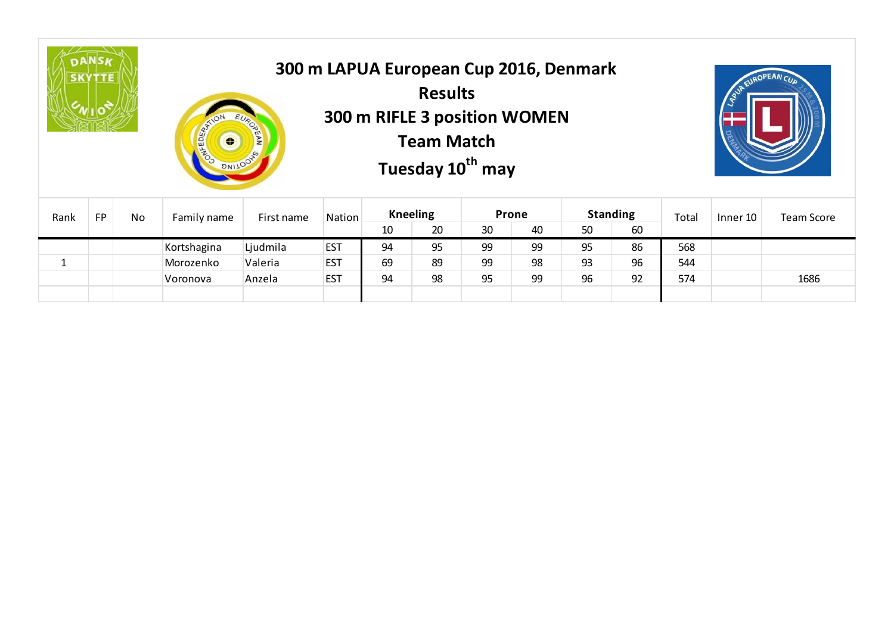# 300 m LAPUA European Cup 2016, Denmark

## Results

## 300 m RIFLE 3 position WOMEN

## Team Match

## Tuesday 10th may

| Rank | FP | No | Family name | First name | Nation | Kneeling | | Prone | | Standing | | Total | Inner 10 | Team Score |
|---|---|---|---|---|---|---|---|---|---|---|---|---|---|---|
| | | | | | | 10 | 20 | 30 | 40 | 50 | 60 | | | |
| | | | Kortshagina | Ljudmila | EST | 94 | 95 | 99 | 99 | 95 | 86 | 568 | | |
| 1 | | | Morozenko | Valeria | EST | 69 | 89 | 99 | 98 | 93 | 96 | 544 | | |
| | | | Voronova | Anzela | EST | 94 | 98 | 95 | 99 | 96 | 92 | 574 | | 1686 |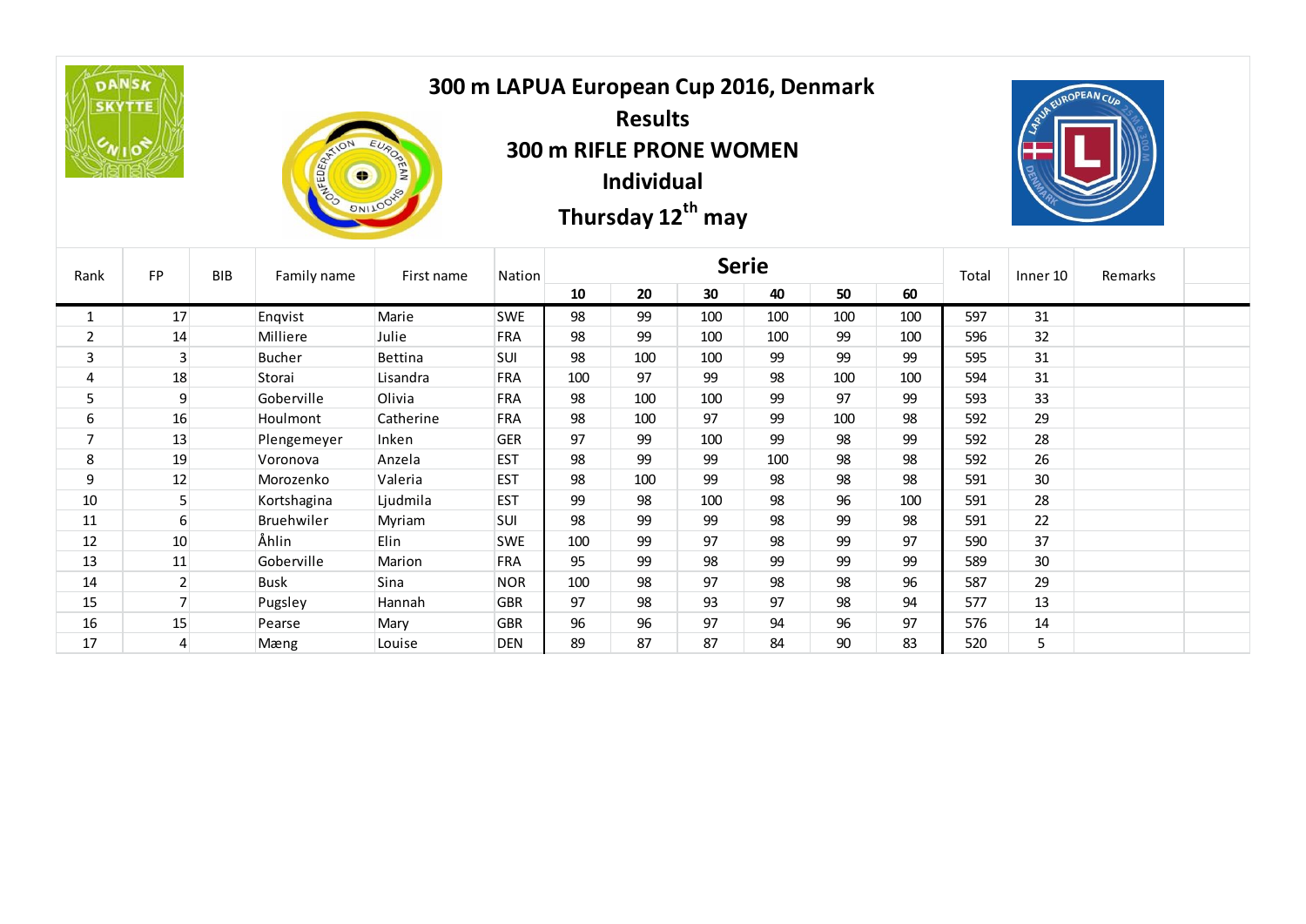# 300 m LAPUA European Cup 2016, Denmark

## Results

## 300 m RIFLE PRONE WOMEN

## Individual

## Thursday 12th may

| Rank | FP | BIB | Family name | First name | Nation | Serie | | | | | | Total | Inner 10 | Remarks |
|---|---|---|---|---|---|---|---|---|---|---|---|---|---|---|
| | | | | | | 10 | 20 | 30 | 40 | 50 | 60 | | | |
| 1 | 17 | | Enqvist | Marie | SWE | 98 | 99 | 100 | 100 | 100 | 100 | 597 | 31 | |
| 2 | 14 | | Milliere | Julie | FRA | 98 | 99 | 100 | 100 | 99 | 100 | 596 | 32 | |
| 3 | 3 | | Bucher | Bettina | SUI | 98 | 100 | 100 | 99 | 99 | 99 | 595 | 31 | |
| 4 | 18 | | Storai | Lisandra | FRA | 100 | 97 | 99 | 98 | 100 | 100 | 594 | 31 | |
| 5 | 9 | | Goberville | Olivia | FRA | 98 | 100 | 100 | 99 | 97 | 99 | 593 | 33 | |
| 6 | 16 | | Houlmont | Catherine | FRA | 98 | 100 | 97 | 99 | 100 | 98 | 592 | 29 | |
| 7 | 13 | | Plengemeyer | Inken | GER | 97 | 99 | 100 | 99 | 98 | 99 | 592 | 28 | |
| 8 | 19 | | Voronova | Anzela | EST | 98 | 99 | 99 | 100 | 98 | 98 | 592 | 26 | |
| 9 | 12 | | Morozenko | Valeria | EST | 98 | 100 | 99 | 98 | 98 | 98 | 591 | 30 | |
| 10 | 5 | | Kortshagina | Ljudmila | EST | 99 | 98 | 100 | 98 | 96 | 100 | 591 | 28 | |
| 11 | 6 | | Bruehwiler | Myriam | SUI | 98 | 99 | 99 | 98 | 99 | 98 | 591 | 22 | |
| 12 | 10 | | Åhlin | Elin | SWE | 100 | 99 | 97 | 98 | 99 | 97 | 590 | 37 | |
| 13 | 11 | | Goberville | Marion | FRA | 95 | 99 | 98 | 99 | 99 | 99 | 589 | 30 | |
| 14 | 2 | | Busk | Sina | NOR | 100 | 98 | 97 | 98 | 98 | 96 | 587 | 29 | |
| 15 | 7 | | Pugsley | Hannah | GBR | 97 | 98 | 93 | 97 | 98 | 94 | 577 | 13 | |
| 16 | 15 | | Pearse | Mary | GBR | 96 | 96 | 97 | 94 | 96 | 97 | 576 | 14 | |
| 17 | 4 | | Mæng | Louise | DEN | 89 | 87 | 87 | 84 | 90 | 83 | 520 | 5 | |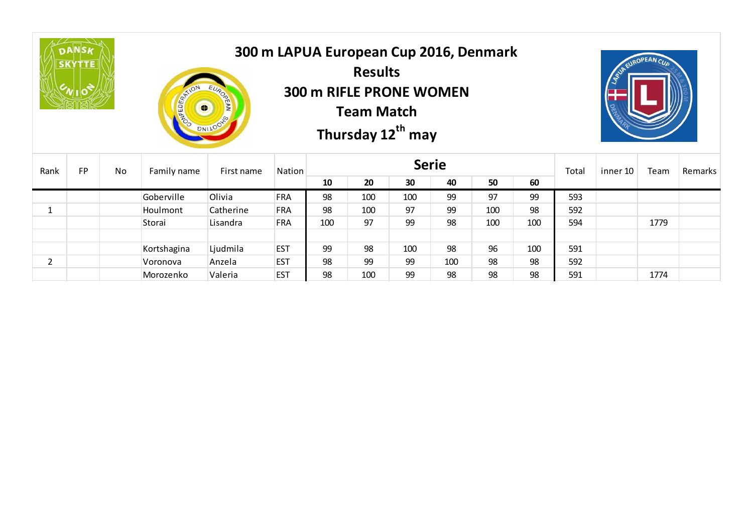# 300 m LAPUA European Cup 2016, Denmark

## Results

## 300 m RIFLE PRONE WOMEN

## Team Match

## Thursday 12th may

| Rank | FP | No | Family name | First name | Nation | Serie | | | | | | Total | inner 10 | Team | Remarks |
|---|---|---|---|---|---|---|---|---|---|---|---|---|---|---|---|
| | | | | | | 10 | 20 | 30 | 40 | 50 | 60 | | | | |
| | | | Goberville | Olivia | FRA | 98 | 100 | 100 | 99 | 97 | 99 | 593 | | | |
| 1 | | | Houlmont | Catherine | FRA | 98 | 100 | 97 | 99 | 100 | 98 | 592 | | | |
| | | | Storai | Lisandra | FRA | 100 | 97 | 99 | 98 | 100 | 100 | 594 | | 1779 | |
| | | | | | | | | | | | | | | | |
| | | | Kortshagina | Ljudmila | EST | 99 | 98 | 100 | 98 | 96 | 100 | 591 | | | |
| 2 | | | Voronova | Anzela | EST | 98 | 99 | 99 | 100 | 98 | 98 | 592 | | | |
| | | | Morozenko | Valeria | EST | 98 | 100 | 99 | 98 | 98 | 98 | 591 | | 1774 | |